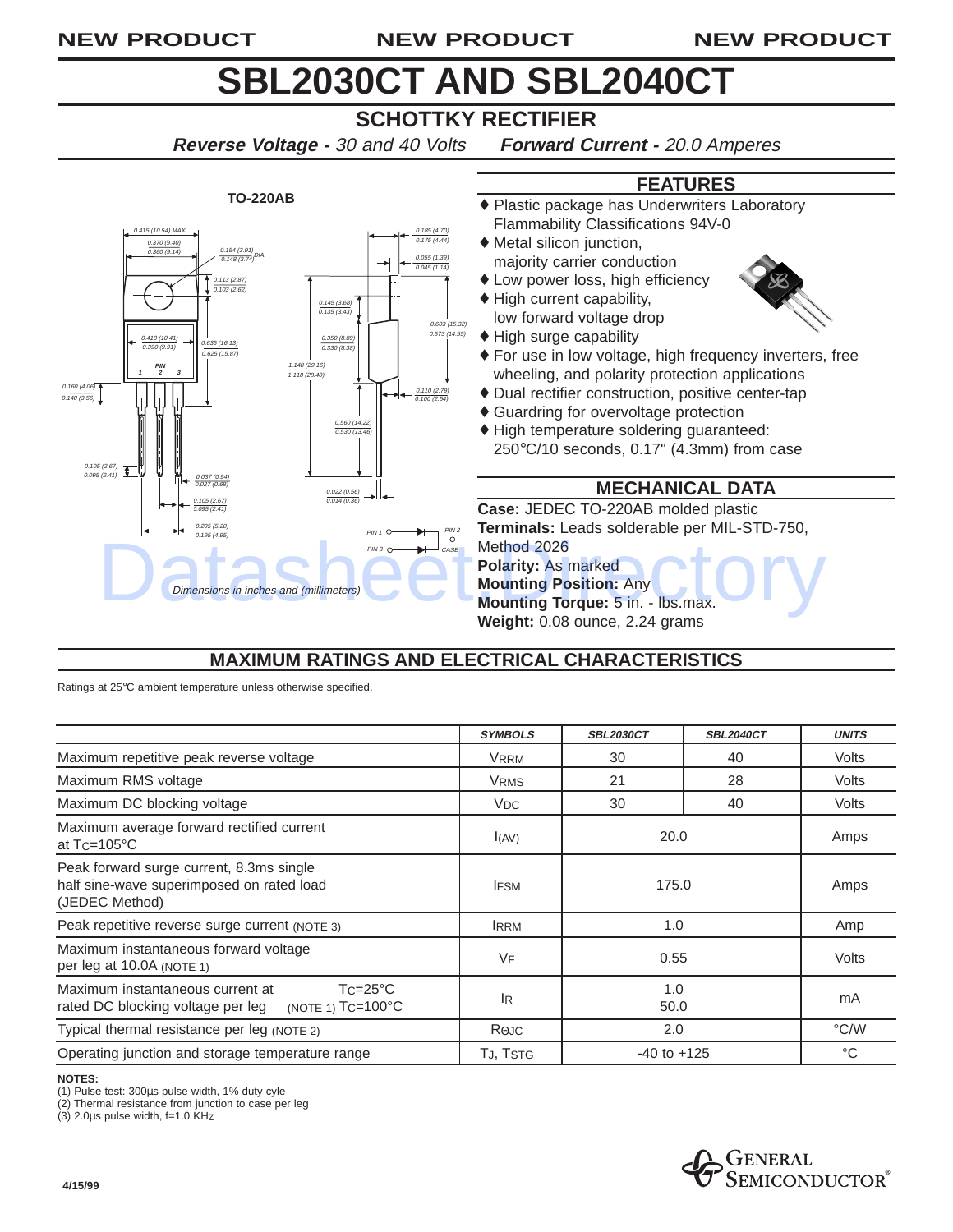NEW PRODUCT NEW PRODUCT NEW PRODUCT

# SBL2030CT AND SBL2040CT

## SCHOTTKY RECTIFIER

***Reverse Voltage -*** *30 and 40 Volts* ***Forward Current -*** *20.0 Amperes*

**TO-220AB**

*Dimensions in inches and (millimeters)*

## FEATURES

- ♦ Plastic package has Underwriters Laboratory Flammability Classifications 94V-0
- ♦ Metal silicon junction, majority carrier conduction
- ♦ Low power loss, high efficiency
- ♦ High current capability, low forward voltage drop
- ♦ High surge capability
- ♦ For use in low voltage, high frequency inverters, free wheeling, and polarity protection applications
- ♦ Dual rectifier construction, positive center-tap
- ♦ Guardring for overvoltage protection
- ♦ High temperature soldering guaranteed: 250°C/10 seconds, 0.17" (4.3mm) from case

## MECHANICAL DATA

**Case:** JEDEC TO-220AB molded plastic
**Terminals:** Leads solderable per MIL-STD-750, Method 2026
**Polarity:** As marked
**Mounting Position:** Any
**Mounting Torque:** 5 in. - lbs.max.
**Weight:** 0.08 ounce, 2.24 grams

## MAXIMUM RATINGS AND ELECTRICAL CHARACTERISTICS

Ratings at 25°C ambient temperature unless otherwise specified.

| | SYMBOLS | SBL2030CT | SBL2040CT | UNITS |
|---|---|---|---|---|
| Maximum repetitive peak reverse voltage | $V_{RRM}$ | 30 | 40 | Volts |
| Maximum RMS voltage | $V_{RMS}$ | 21 | 28 | Volts |
| Maximum DC blocking voltage | $V_{DC}$ | 30 | 40 | Volts |
| Maximum average forward rectified current at $T_C$=105°C | $I_{(AV)}$ | 20.0 | | Amps |
| Peak forward surge current, 8.3ms single half sine-wave superimposed on rated load (JEDEC Method) | $I_{FSM}$ | 175.0 | | Amps |
| Peak repetitive reverse surge current (NOTE 3) | $I_{RRM}$ | 1.0 | | Amp |
| Maximum instantaneous forward voltage per leg at 10.0A (NOTE 1) | $V_F$ | 0.55 | | Volts |
| Maximum instantaneous current at rated DC blocking voltage per leg (NOTE 1) $T_C$=25°C / $T_C$=100°C | $I_R$ | 1.0 / 50.0 | | mA |
| Typical thermal resistance per leg (NOTE 2) | $R_{\Theta JC}$ | 2.0 | | °C/W |
| Operating junction and storage temperature range | $T_J$, $T_{STG}$ | -40 to +125 | | °C |

**NOTES:**
(1) Pulse test: 300μs pulse width, 1% duty cyle
(2) Thermal resistance from junction to case per leg
(3) 2.0μs pulse width, f=1.0 KHz

4/15/99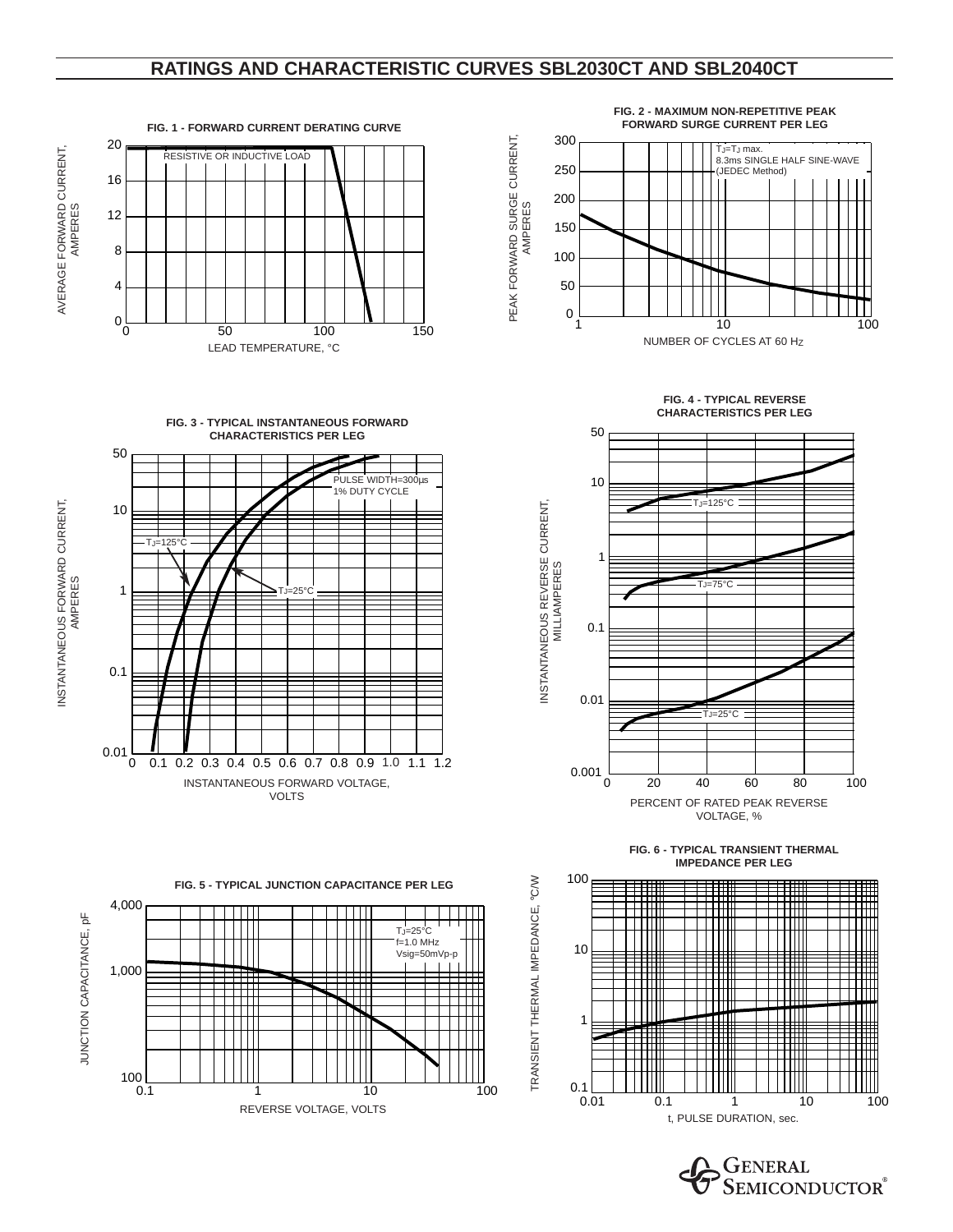# RATINGS AND CHARACTERISTIC CURVES SBL2030CT AND SBL2040CT

**FIG. 1 - FORWARD CURRENT DERATING CURVE**

AVERAGE FORWARD CURRENT, AMPERES

20
16
12
8
4
0

RESISTIVE OR INDUCTIVE LOAD

0 50 100 150

LEAD TEMPERATURE, °C

**FIG. 2 - MAXIMUM NON-REPETITIVE PEAK FORWARD SURGE CURRENT PER LEG**

PEAK FORWARD SURGE CURRENT, AMPERES

300
250
200
150
100
50
0

$T_J$=$T_J$ max.
8.3ms SINGLE HALF SINE-WAVE
(JEDEC Method)

1 10 100

NUMBER OF CYCLES AT 60 Hz

**FIG. 3 - TYPICAL INSTANTANEOUS FORWARD CHARACTERISTICS PER LEG**

INSTANTANEOUS FORWARD CURRENT, AMPERES

50
10
1
0.1
0.01

PULSE WIDTH=300μs
1% DUTY CYCLE

$T_J$=125°C

$T_J$=25°C

0 0.1 0.2 0.3 0.4 0.5 0.6 0.7 0.8 0.9 1.0 1.1 1.2

INSTANTANEOUS FORWARD VOLTAGE, VOLTS

**FIG. 4 - TYPICAL REVERSE CHARACTERISTICS PER LEG**

INSTANTANEOUS REVERSE CURRENT, MILLIAMPERES

50
10
1
0.1
0.01
0.001

$T_J$=125°C

$T_J$=75°C

$T_J$=25°C

0 20 40 60 80 100

PERCENT OF RATED PEAK REVERSE VOLTAGE, %

**FIG. 5 - TYPICAL JUNCTION CAPACITANCE PER LEG**

JUNCTION CAPACITANCE, pF

4,000
1,000
100

$T_J$=25°C
f=1.0 MHz
Vsig=50mVp-p

0.1 1 10 100

REVERSE VOLTAGE, VOLTS

**FIG. 6 - TYPICAL TRANSIENT THERMAL IMPEDANCE PER LEG**

TRANSIENT THERMAL IMPEDANCE, °C/W

100
10
1
0.1

0.01 0.1 1 10 100

t, PULSE DURATION, sec.

GENERAL SEMICONDUCTOR®